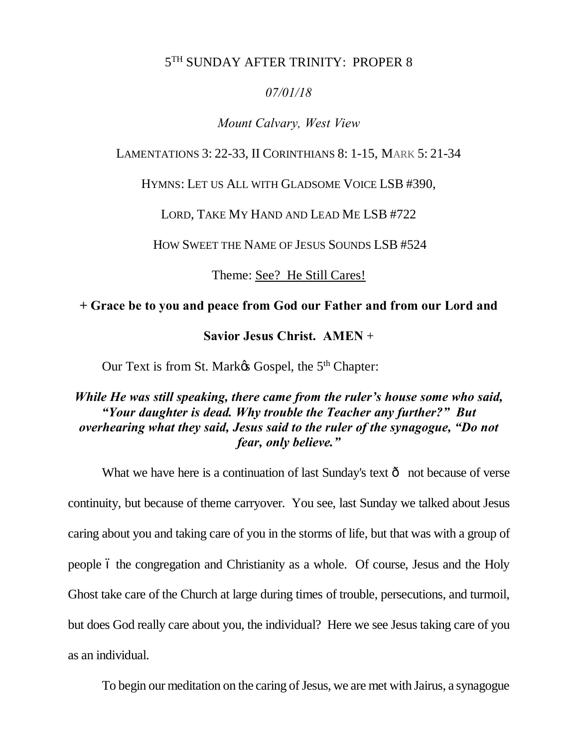5TH SUNDAY AFTER TRINITY: PROPER 8

*07/01/18*

*Mount Calvary, West View*

LAMENTATIONS 3: 22-33, II CORINTHIANS 8: 1-15, MARK 5: 21-34

HYMNS: LET US ALL WITH GLADSOME VOICE LSB #390,

LORD, TAKE MY HAND AND LEAD ME LSB #722

HOW SWEET THE NAME OF JESUS SOUNDS LSB #524

Theme: See? He Still Cares!

**+ Grace be to you and peace from God our Father and from our Lord and Savior Jesus Christ. AMEN +**

Our Text is from St. Markǿs Gospel, the 5th Chapter:

***While He was still speaking, there came from the ruler's house some who said, "Your daughter is dead. Why trouble the Teacher any further?" But overhearing what they said, Jesus said to the ruler of the synagogue, "Do not fear, only believe."***

What we have here is a continuation of last Sunday's text ð not because of verse continuity, but because of theme carryover. You see, last Sunday we talked about Jesus caring about you and taking care of you in the storms of life, but that was with a group of people ó the congregation and Christianity as a whole. Of course, Jesus and the Holy Ghost take care of the Church at large during times of trouble, persecutions, and turmoil, but does God really care about you, the individual? Here we see Jesus taking care of you as an individual.

To begin our meditation on the caring of Jesus, we are met with Jairus, a synagogue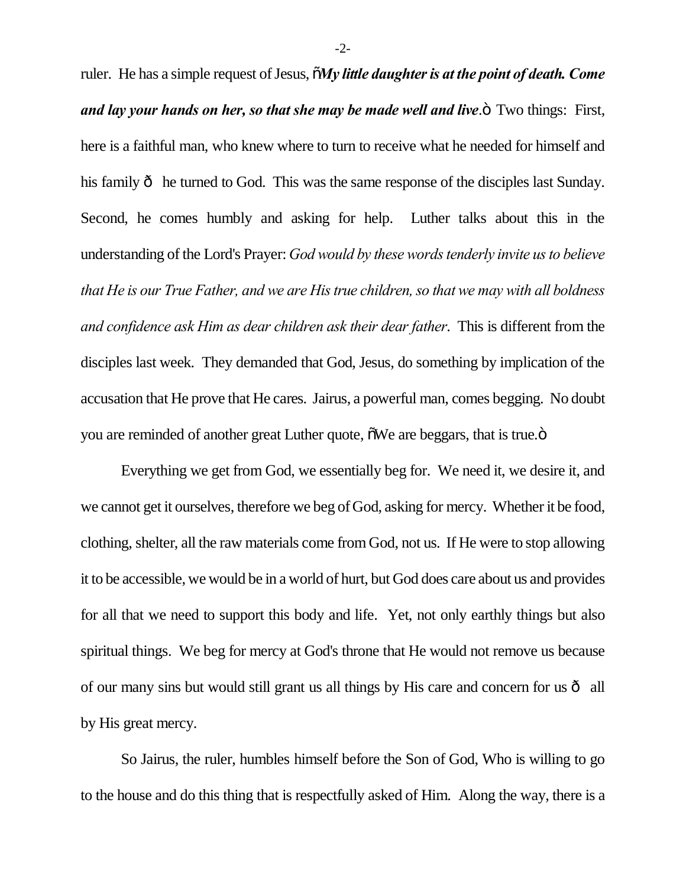ruler. He has a simple request of Jesus, "***My little daughter is at the point of death. Come and lay your hands on her, so that she may be made well and live***." Two things: First, here is a faithful man, who knew where to turn to receive what he needed for himself and his family — he turned to God. This was the same response of the disciples last Sunday. Second, he comes humbly and asking for help. Luther talks about this in the understanding of the Lord's Prayer: *God would by these words tenderly invite us to believe that He is our True Father, and we are His true children, so that we may with all boldness and confidence ask Him as dear children ask their dear father*. This is different from the disciples last week. They demanded that God, Jesus, do something by implication of the accusation that He prove that He cares. Jairus, a powerful man, comes begging. No doubt you are reminded of another great Luther quote, "We are beggars, that is true."

Everything we get from God, we essentially beg for. We need it, we desire it, and we cannot get it ourselves, therefore we beg of God, asking for mercy. Whether it be food, clothing, shelter, all the raw materials come from God, not us. If He were to stop allowing it to be accessible, we would be in a world of hurt, but God does care about us and provides for all that we need to support this body and life. Yet, not only earthly things but also spiritual things. We beg for mercy at God's throne that He would not remove us because of our many sins but would still grant us all things by His care and concern for us — all by His great mercy.

So Jairus, the ruler, humbles himself before the Son of God, Who is willing to go to the house and do this thing that is respectfully asked of Him. Along the way, there is a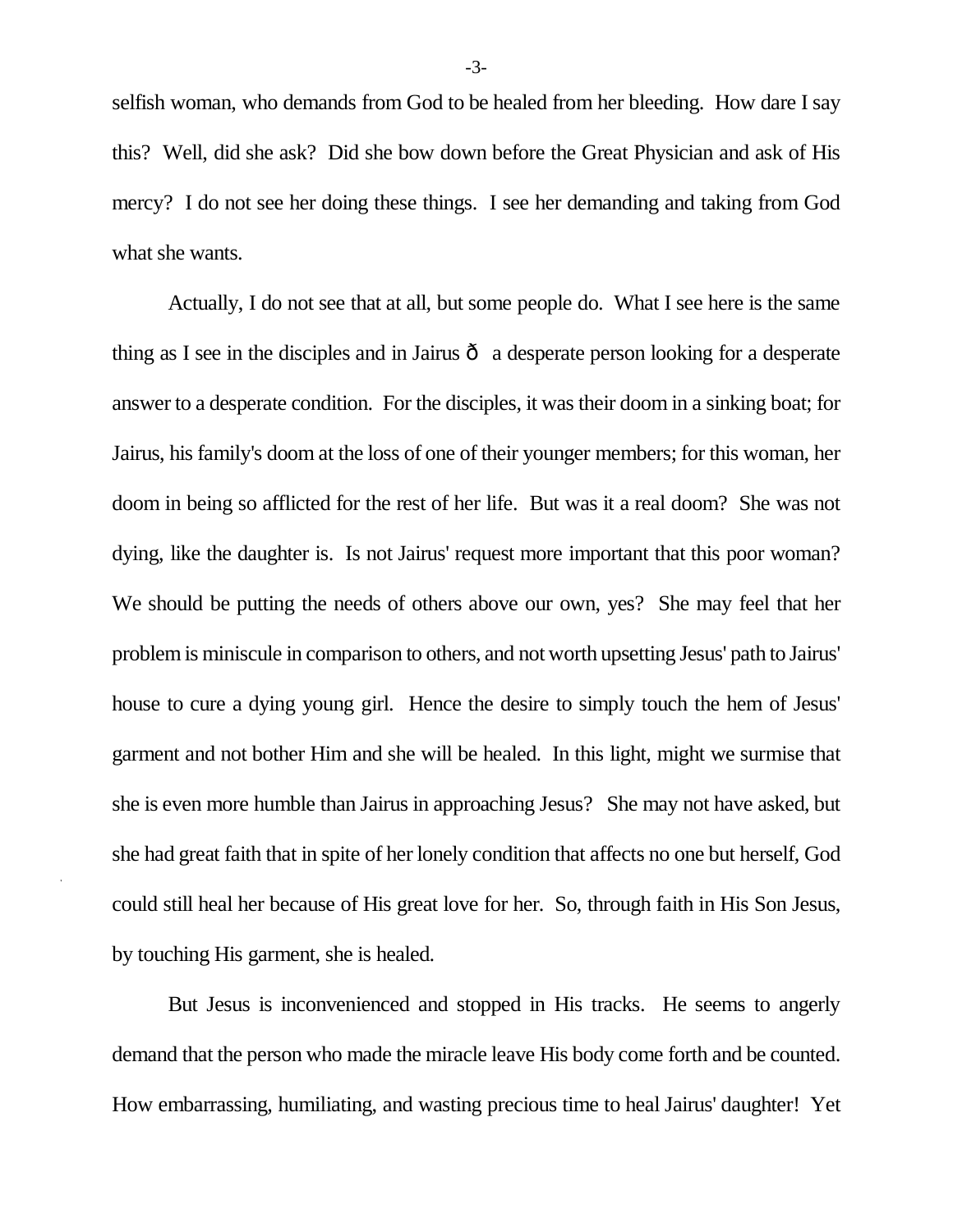selfish woman, who demands from God to be healed from her bleeding. How dare I say this? Well, did she ask? Did she bow down before the Great Physician and ask of His mercy? I do not see her doing these things. I see her demanding and taking from God what she wants.

Actually, I do not see that at all, but some people do. What I see here is the same thing as I see in the disciples and in Jairus ð a desperate person looking for a desperate answer to a desperate condition. For the disciples, it was their doom in a sinking boat; for Jairus, his family's doom at the loss of one of their younger members; for this woman, her doom in being so afflicted for the rest of her life. But was it a real doom? She was not dying, like the daughter is. Is not Jairus' request more important that this poor woman? We should be putting the needs of others above our own, yes? She may feel that her problem is miniscule in comparison to others, and not worth upsetting Jesus' path to Jairus' house to cure a dying young girl. Hence the desire to simply touch the hem of Jesus' garment and not bother Him and she will be healed. In this light, might we surmise that she is even more humble than Jairus in approaching Jesus? She may not have asked, but she had great faith that in spite of her lonely condition that affects no one but herself, God could still heal her because of His great love for her. So, through faith in His Son Jesus, by touching His garment, she is healed.

But Jesus is inconvenienced and stopped in His tracks. He seems to angerly demand that the person who made the miracle leave His body come forth and be counted. How embarrassing, humiliating, and wasting precious time to heal Jairus' daughter! Yet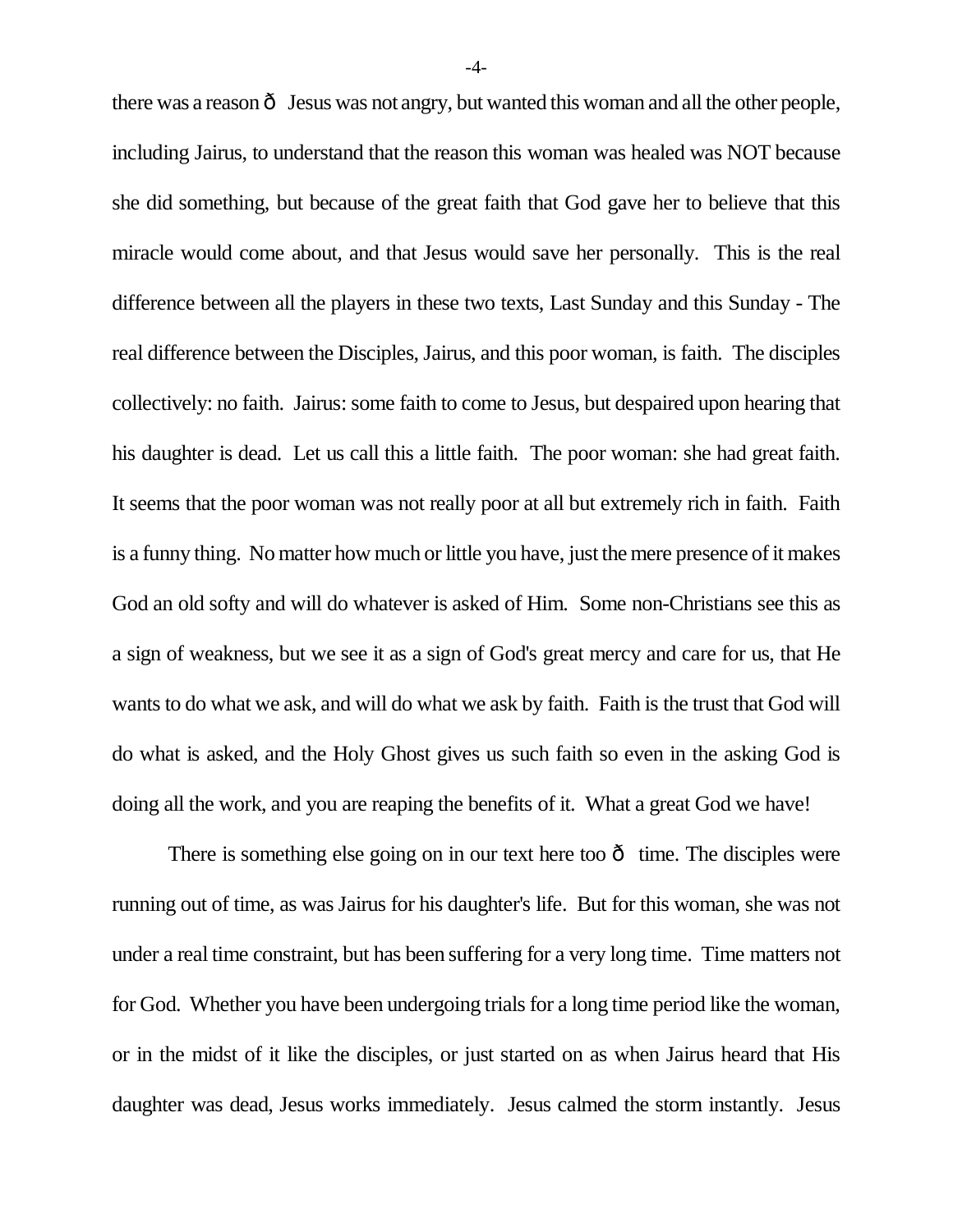there was a reason ð Jesus was not angry, but wanted this woman and all the other people, including Jairus, to understand that the reason this woman was healed was NOT because she did something, but because of the great faith that God gave her to believe that this miracle would come about, and that Jesus would save her personally. This is the real difference between all the players in these two texts, Last Sunday and this Sunday - The real difference between the Disciples, Jairus, and this poor woman, is faith. The disciples collectively: no faith. Jairus: some faith to come to Jesus, but despaired upon hearing that his daughter is dead. Let us call this a little faith. The poor woman: she had great faith. It seems that the poor woman was not really poor at all but extremely rich in faith. Faith is a funny thing. No matter how much or little you have, just the mere presence of it makes God an old softy and will do whatever is asked of Him. Some non-Christians see this as a sign of weakness, but we see it as a sign of God's great mercy and care for us, that He wants to do what we ask, and will do what we ask by faith. Faith is the trust that God will do what is asked, and the Holy Ghost gives us such faith so even in the asking God is doing all the work, and you are reaping the benefits of it. What a great God we have!

There is something else going on in our text here too ð time. The disciples were running out of time, as was Jairus for his daughter's life. But for this woman, she was not under a real time constraint, but has been suffering for a very long time. Time matters not for God. Whether you have been undergoing trials for a long time period like the woman, or in the midst of it like the disciples, or just started on as when Jairus heard that His daughter was dead, Jesus works immediately. Jesus calmed the storm instantly. Jesus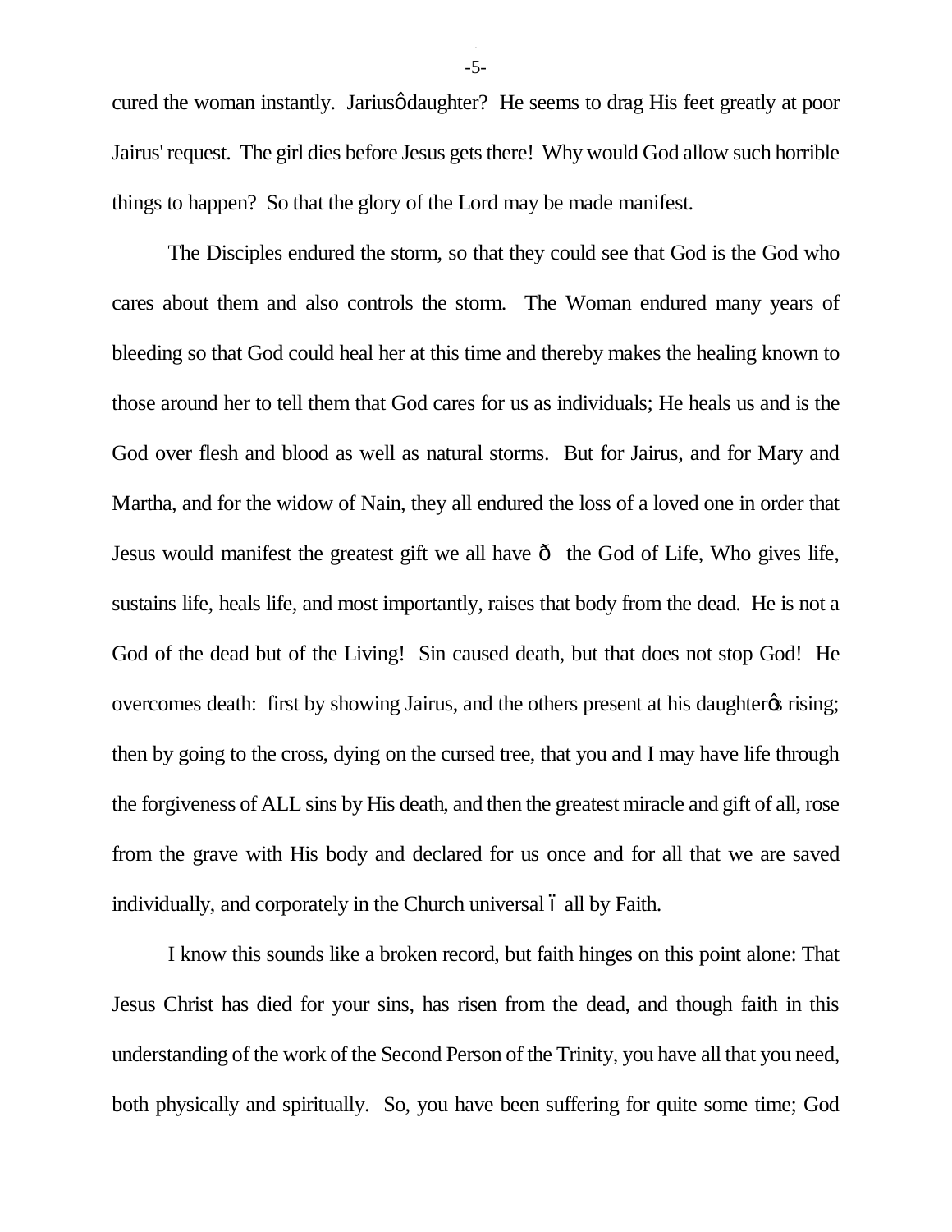cured the woman instantly. Jairusô daughter? He seems to drag His feet greatly at poor Jairus' request. The girl dies before Jesus gets there! Why would God allow such horrible things to happen? So that the glory of the Lord may be made manifest.

The Disciples endured the storm, so that they could see that God is the God who cares about them and also controls the storm. The Woman endured many years of bleeding so that God could heal her at this time and thereby makes the healing known to those around her to tell them that God cares for us as individuals; He heals us and is the God over flesh and blood as well as natural storms. But for Jairus, and for Mary and Martha, and for the widow of Nain, they all endured the loss of a loved one in order that Jesus would manifest the greatest gift we all have ð the God of Life, Who gives life, sustains life, heals life, and most importantly, raises that body from the dead. He is not a God of the dead but of the Living! Sin caused death, but that does not stop God! He overcomes death: first by showing Jairus, and the others present at his daughterõs rising; then by going to the cross, dying on the cursed tree, that you and I may have life through the forgiveness of ALL sins by His death, and then the greatest miracle and gift of all, rose from the grave with His body and declared for us once and for all that we are saved individually, and corporately in the Church universal ó all by Faith.

I know this sounds like a broken record, but faith hinges on this point alone: That Jesus Christ has died for your sins, has risen from the dead, and though faith in this understanding of the work of the Second Person of the Trinity, you have all that you need, both physically and spiritually. So, you have been suffering for quite some time; God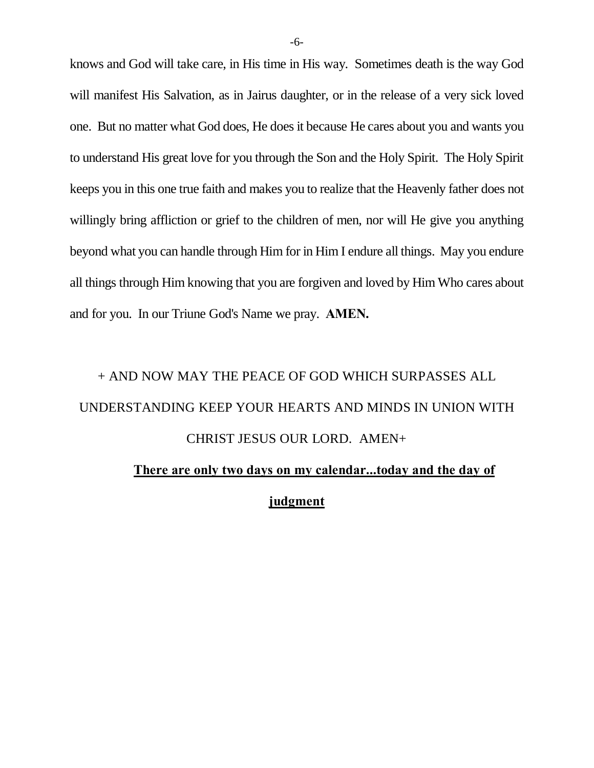knows and God will take care, in His time in His way. Sometimes death is the way God will manifest His Salvation, as in Jairus daughter, or in the release of a very sick loved one. But no matter what God does, He does it because He cares about you and wants you to understand His great love for you through the Son and the Holy Spirit. The Holy Spirit keeps you in this one true faith and makes you to realize that the Heavenly father does not willingly bring affliction or grief to the children of men, nor will He give you anything beyond what you can handle through Him for in Him I endure all things. May you endure all things through Him knowing that you are forgiven and loved by Him Who cares about and for you. In our Triune God's Name we pray. **AMEN.**

+ AND NOW MAY THE PEACE OF GOD WHICH SURPASSES ALL UNDERSTANDING KEEP YOUR HEARTS AND MINDS IN UNION WITH CHRIST JESUS OUR LORD. AMEN+

<u>**There are only two days on my calendar...today and the day of judgment**</u>